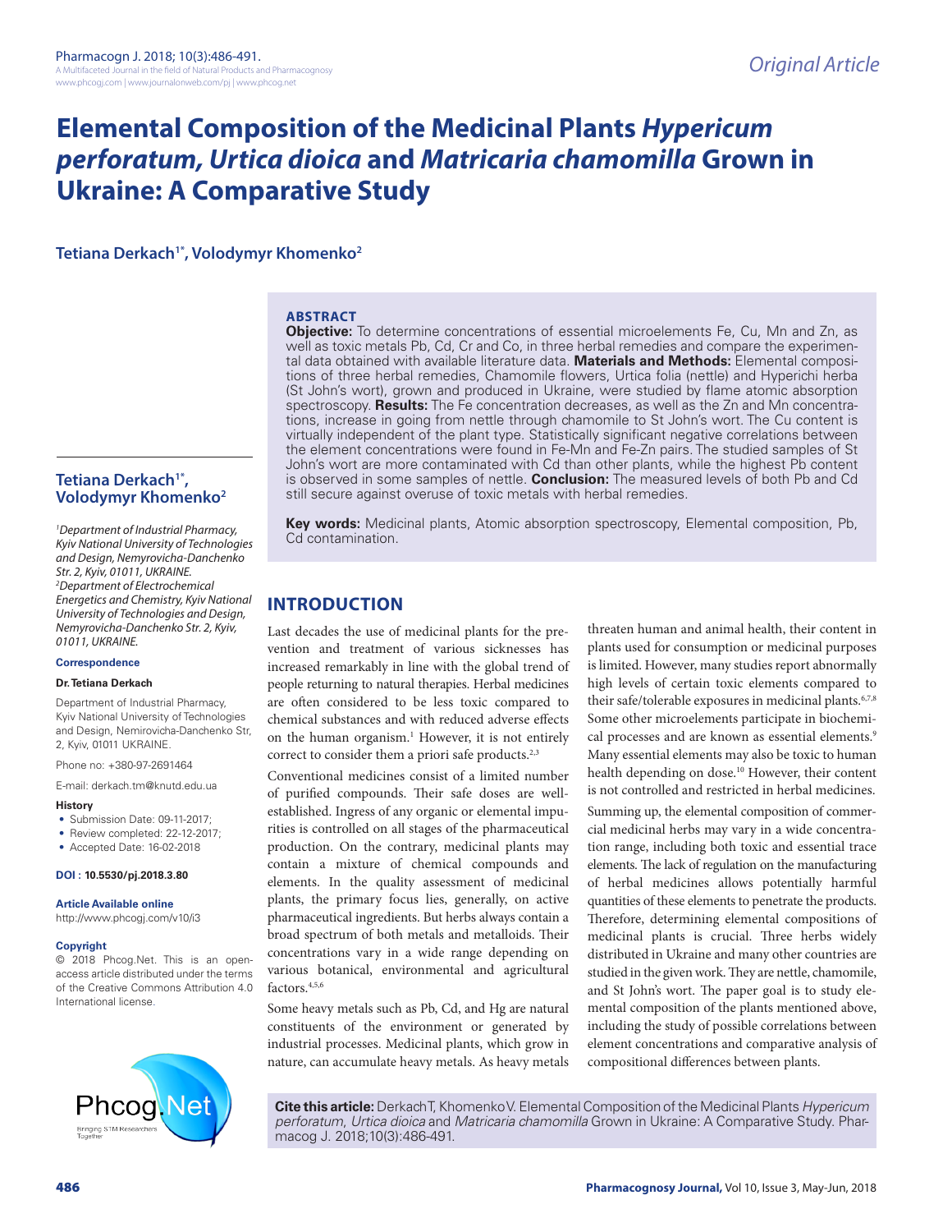# Elemental Composition of the Medicinal Plants *Hypericum perforatum, Urtica dioica* and *Matricaria chamomilla* Grown in Ukraine: A Comparative Study

**Tetiana Derkach[1*], Volodymyr Khomenko[2]**

## ABSTRACT

**Objective:** To determine concentrations of essential microelements Fe, Cu, Mn and Zn, as well as toxic metals Pb, Cd, Cr and Co, in three herbal remedies and compare the experimental data obtained with available literature data. **Materials and Methods:** Elemental compositions of three herbal remedies, Chamomile flowers, Urtica folia (nettle) and Hyperichi herba (St John's wort), grown and produced in Ukraine, were studied by flame atomic absorption spectroscopy. **Results:** The Fe concentration decreases, as well as the Zn and Mn concentrations, increase in going from nettle through chamomile to St John's wort. The Cu content is virtually independent of the plant type. Statistically significant negative correlations between the element concentrations were found in Fe-Mn and Fe-Zn pairs. The studied samples of St John's wort are more contaminated with Cd than other plants, while the highest Pb content is observed in some samples of nettle. **Conclusion:** The measured levels of both Pb and Cd still secure against overuse of toxic metals with herbal remedies.

**Key words:** Medicinal plants, Atomic absorption spectroscopy, Elemental composition, Pb, Cd contamination.

**Tetiana Derkach[1*], Volodymyr Khomenko[2]**

*[1]Department of Industrial Pharmacy, Kyiv National University of Technologies and Design, Nemyrovicha-Danchenko Str. 2, Kyiv, 01011, UKRAINE.*
*[2]Department of Electrochemical Energetics and Chemistry, Kyiv National University of Technologies and Design, Nemyrovicha-Danchenko Str. 2, Kyiv, 01011, UKRAINE.*

**Correspondence**

**Dr. Tetiana Derkach**

Department of Industrial Pharmacy, Kyiv National University of Technologies and Design, Nemirovicha-Danchenko Str, 2, Kyiv, 01011 UKRAINE.

Phone no: +380-97-2691464

E-mail: derkach.tm@knutd.edu.ua

**History**

- Submission Date: 09-11-2017;
- Review completed: 22-12-2017;
- Accepted Date: 16-02-2018

**DOI : 10.5530/pj.2018.3.80**

**Article Available online**

http://www.phcogj.com/v10/i3

**Copyright**

© 2018 Phcog.Net. This is an open-access article distributed under the terms of the Creative Commons Attribution 4.0 International license.

## INTRODUCTION

Last decades the use of medicinal plants for the prevention and treatment of various sicknesses has increased remarkably in line with the global trend of people returning to natural therapies. Herbal medicines are often considered to be less toxic compared to chemical substances and with reduced adverse effects on the human organism.[1] However, it is not entirely correct to consider them a priori safe products.[2,3]

Conventional medicines consist of a limited number of purified compounds. Their safe doses are well-established. Ingress of any organic or elemental impurities is controlled on all stages of the pharmaceutical production. On the contrary, medicinal plants may contain a mixture of chemical compounds and elements. In the quality assessment of medicinal plants, the primary focus lies, generally, on active pharmaceutical ingredients. But herbs always contain a broad spectrum of both metals and metalloids. Their concentrations vary in a wide range depending on various botanical, environmental and agricultural factors.[4,5,6]

Some heavy metals such as Pb, Cd, and Hg are natural constituents of the environment or generated by industrial processes. Medicinal plants, which grow in nature, can accumulate heavy metals. As heavy metals threaten human and animal health, their content in plants used for consumption or medicinal purposes is limited. However, many studies report abnormally high levels of certain toxic elements compared to their safe/tolerable exposures in medicinal plants.[6,7,8] Some other microelements participate in biochemical processes and are known as essential elements.[9] Many essential elements may also be toxic to human health depending on dose.[10] However, their content is not controlled and restricted in herbal medicines.

Summing up, the elemental composition of commercial medicinal herbs may vary in a wide concentration range, including both toxic and essential trace elements. The lack of regulation on the manufacturing of herbal medicines allows potentially harmful quantities of these elements to penetrate the products. Therefore, determining elemental compositions of medicinal plants is crucial. Three herbs widely distributed in Ukraine and many other countries are studied in the given work. They are nettle, chamomile, and St John's wort. The paper goal is to study elemental composition of the plants mentioned above, including the study of possible correlations between element concentrations and comparative analysis of compositional differences between plants.

**Cite this article:** Derkach T, Khomenko V. Elemental Composition of the Medicinal Plants *Hypericum perforatum, Urtica dioica* and *Matricaria chamomilla* Grown in Ukraine: A Comparative Study. Pharmacog J. 2018;10(3):486-491.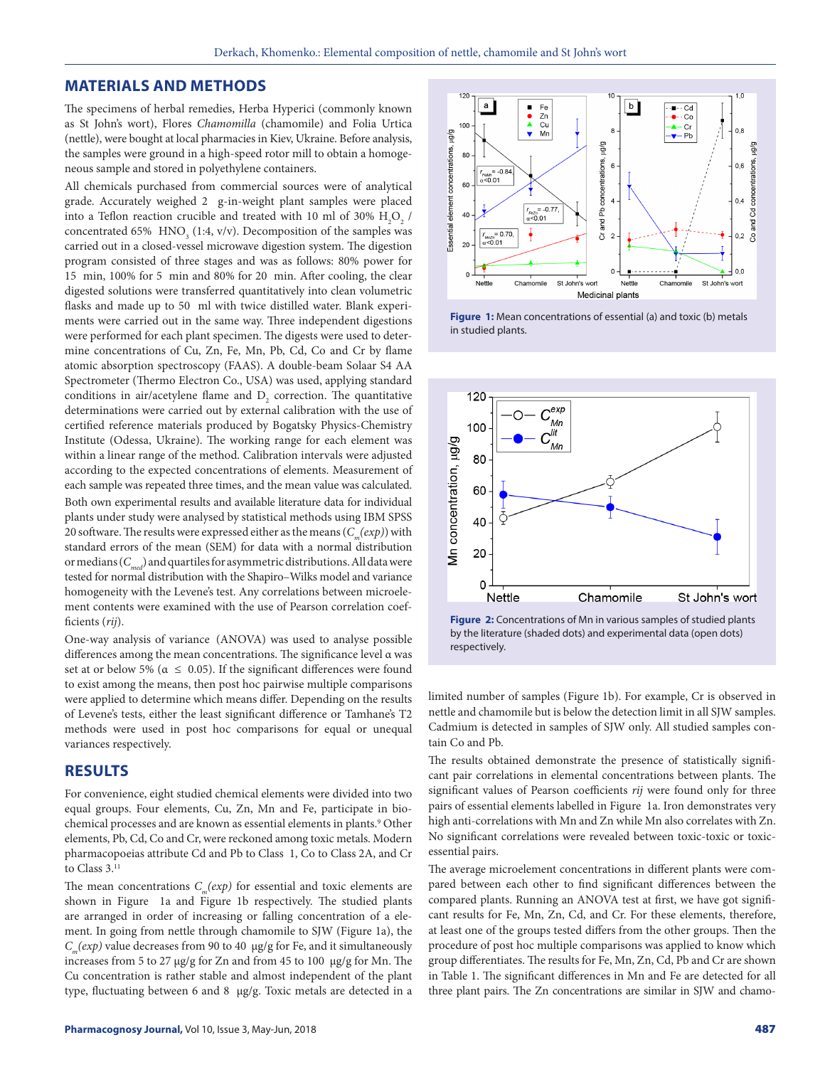## MATERIALS AND METHODS

The specimens of herbal remedies, Herba Hyperici (commonly known as St John's wort), Flores *Chamomilla* (chamomile) and Folia Urtica (nettle), were bought at local pharmacies in Kiev, Ukraine. Before analysis, the samples were ground in a high-speed rotor mill to obtain a homogeneous sample and stored in polyethylene containers.

All chemicals purchased from commercial sources were of analytical grade. Accurately weighed 2 g-in-weight plant samples were placed into a Teflon reaction crucible and treated with 10 ml of 30% $H_2O_2$ / concentrated 65% $HNO_3$ (1:4, v/v). Decomposition of the samples was carried out in a closed-vessel microwave digestion system. The digestion program consisted of three stages and was as follows: 80% power for 15 min, 100% for 5 min and 80% for 20 min. After cooling, the clear digested solutions were transferred quantitatively into clean volumetric flasks and made up to 50 ml with twice distilled water. Blank experiments were carried out in the same way. Three independent digestions were performed for each plant specimen. The digests were used to determine concentrations of Cu, Zn, Fe, Mn, Pb, Cd, Co and Cr by flame atomic absorption spectroscopy (FAAS). A double-beam Solaar S4 AA Spectrometer (Thermo Electron Co., USA) was used, applying standard conditions in air/acetylene flame and $D_2$ correction. The quantitative determinations were carried out by external calibration with the use of certified reference materials produced by Bogatsky Physics-Chemistry Institute (Odessa, Ukraine). The working range for each element was within a linear range of the method. Calibration intervals were adjusted according to the expected concentrations of elements. Measurement of each sample was repeated three times, and the mean value was calculated.

Both own experimental results and available literature data for individual plants under study were analysed by statistical methods using IBM SPSS 20 software. The results were expressed either as the means ($C_m(exp)$) with standard errors of the mean (SEM) for data with a normal distribution or medians ($C_{med}$) and quartiles for asymmetric distributions. All data were tested for normal distribution with the Shapiro–Wilks model and variance homogeneity with the Levene's test. Any correlations between microelement contents were examined with the use of Pearson correlation coefficients (*rij*).

One-way analysis of variance (ANOVA) was used to analyse possible differences among the mean concentrations. The significance level α was set at or below 5% ($\alpha \leq 0.05$). If the significant differences were found to exist among the means, then post hoc pairwise multiple comparisons were applied to determine which means differ. Depending on the results of Levene's tests, either the least significant difference or Tamhane's T2 methods were used in post hoc comparisons for equal or unequal variances respectively.

## RESULTS

For convenience, eight studied chemical elements were divided into two equal groups. Four elements, Cu, Zn, Mn and Fe, participate in biochemical processes and are known as essential elements in plants.[9] Other elements, Pb, Cd, Co and Cr, were reckoned among toxic metals. Modern pharmacopoeias attribute Cd and Pb to Class 1, Co to Class 2A, and Cr to Class 3.[11]

The mean concentrations $C_m(exp)$ for essential and toxic elements are shown in Figure 1a and Figure 1b respectively. The studied plants are arranged in order of increasing or falling concentration of a element. In going from nettle through chamomile to SJW (Figure 1a), the $C_m(exp)$ value decreases from 90 to 40 µg/g for Fe, and it simultaneously increases from 5 to 27 µg/g for Zn and from 45 to 100 µg/g for Mn. The Cu concentration is rather stable and almost independent of the plant type, fluctuating between 6 and 8 µg/g. Toxic metals are detected in a limited number of samples (Figure 1b). For example, Cr is observed in nettle and chamomile but is below the detection limit in all SJW samples. Cadmium is detected in samples of SJW only. All studied samples contain Co and Pb.

**Figure 1:** Mean concentrations of essential (a) and toxic (b) metals in studied plants.

**Figure 2:** Concentrations of Mn in various samples of studied plants by the literature (shaded dots) and experimental data (open dots) respectively.

The results obtained demonstrate the presence of statistically significant pair correlations in elemental concentrations between plants. The significant values of Pearson coefficients *rij* were found only for three pairs of essential elements labelled in Figure 1a. Iron demonstrates very high anti-correlations with Mn and Zn while Mn also correlates with Zn. No significant correlations were revealed between toxic-toxic or toxic-essential pairs.

The average microelement concentrations in different plants were compared between each other to find significant differences between the compared plants. Running an ANOVA test at first, we have got significant results for Fe, Mn, Zn, Cd, and Cr. For these elements, therefore, at least one of the groups tested differs from the other groups. Then the procedure of post hoc multiple comparisons was applied to know which group differentiates. The results for Fe, Mn, Zn, Cd, Pb and Cr are shown in Table 1. The significant differences in Mn and Fe are detected for all three plant pairs. The Zn concentrations are similar in SJW and chamo-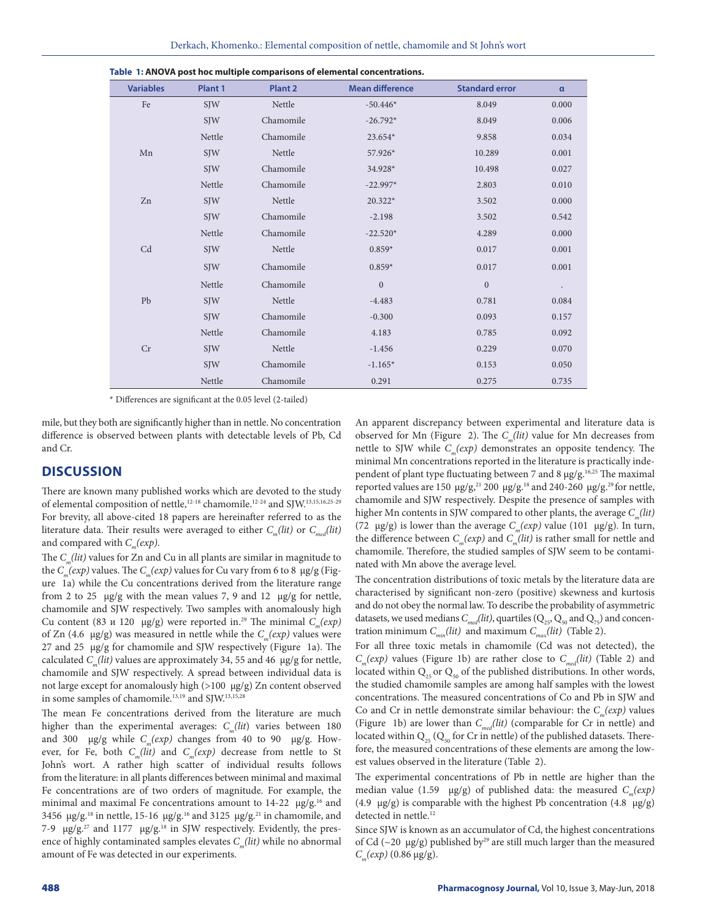**Table 1: ANOVA post hoc multiple comparisons of elemental concentrations.**

| Variables | Plant 1 | Plant 2 | Mean difference | Standard error | α |
|---|---|---|---|---|---|
| Fe | SJW | Nettle | -50.446* | 8.049 | 0.000 |
| | SJW | Chamomile | -26.792* | 8.049 | 0.006 |
| | Nettle | Chamomile | 23.654* | 9.858 | 0.034 |
| Mn | SJW | Nettle | 57.926* | 10.289 | 0.001 |
| | SJW | Chamomile | 34.928* | 10.498 | 0.027 |
| | Nettle | Chamomile | -22.997* | 2.803 | 0.010 |
| Zn | SJW | Nettle | 20.322* | 3.502 | 0.000 |
| | SJW | Chamomile | -2.198 | 3.502 | 0.542 |
| | Nettle | Chamomile | -22.520* | 4.289 | 0.000 |
| Cd | SJW | Nettle | 0.859* | 0.017 | 0.001 |
| | SJW | Chamomile | 0.859* | 0.017 | 0.001 |
| | Nettle | Chamomile | 0 | 0 | . |
| Pb | SJW | Nettle | -4.483 | 0.781 | 0.084 |
| | SJW | Chamomile | -0.300 | 0.093 | 0.157 |
| | Nettle | Chamomile | 4.183 | 0.785 | 0.092 |
| Cr | SJW | Nettle | -1.456 | 0.229 | 0.070 |
| | SJW | Chamomile | -1.165* | 0.153 | 0.050 |
| | Nettle | Chamomile | 0.291 | 0.275 | 0.735 |

\* Differences are significant at the 0.05 level (2-tailed)

mile, but they both are significantly higher than in nettle. No concentration difference is observed between plants with detectable levels of Pb, Cd and Cr.

## DISCUSSION

There are known many published works which are devoted to the study of elemental composition of nettle,[12-18] chamomile.[12-24] and SJW.[13,15,16,25-29] For brevity, all above-cited 18 papers are hereinafter referred to as the literature data. Their results were averaged to either $C_m(lit)$ or $C_{med}(lit)$ and compared with $C_m(exp)$.

The $C_m(lit)$ values for Zn and Cu in all plants are similar in magnitude to the $C_m(exp)$ values. The $C_m(exp)$ values for Cu vary from 6 to 8 µg/g (Figure 1a) while the Cu concentrations derived from the literature range from 2 to 25 µg/g with the mean values 7, 9 and 12 µg/g for nettle, chamomile and SJW respectively. Two samples with anomalously high Cu content (83 и 120 µg/g) were reported in.[29] The minimal $C_m(exp)$ of Zn (4.6 µg/g) was measured in nettle while the $C_m(exp)$ values were 27 and 25 µg/g for chamomile and SJW respectively (Figure 1a). The calculated $C_m(lit)$ values are approximately 34, 55 and 46 µg/g for nettle, chamomile and SJW respectively. A spread between individual data is not large except for anomalously high (>100 µg/g) Zn content observed in some samples of chamomile.[13,19] and SJW.[13,15,28]

The mean Fe concentrations derived from the literature are much higher than the experimental averages: $C_m(lit)$ varies between 180 and 300 µg/g while $C_m(exp)$ changes from 40 to 90 µg/g. However, for Fe, both $C_m(lit)$ and $C_m(exp)$ decrease from nettle to St John's wort. A rather high scatter of individual results follows from the literature: in all plants differences between minimal and maximal Fe concentrations are of two orders of magnitude. For example, the minimal and maximal Fe concentrations amount to 14-22 µg/g.[16] and 3456 µg/g.[18] in nettle, 15-16 µg/g.[16] and 3125 µg/g.[21] in chamomile, and 7-9 µg/g.[27] and 1177 µg/g.[18] in SJW respectively. Evidently, the presence of highly contaminated samples elevates $C_m(lit)$ while no abnormal amount of Fe was detected in our experiments.

An apparent discrepancy between experimental and literature data is observed for Mn (Figure 2). The $C_m(lit)$ value for Mn decreases from nettle to SJW while $C_m(exp)$ demonstrates an opposite tendency. The minimal Mn concentrations reported in the literature is practically independent of plant type fluctuating between 7 and 8 µg/g.[16,25] The maximal reported values are 150 µg/g,[21] 200 µg/g.[18] and 240-260 µg/g.[29] for nettle, chamomile and SJW respectively. Despite the presence of samples with higher Mn contents in SJW compared to other plants, the average $C_m(lit)$ (72 µg/g) is lower than the average $C_m(exp)$ value (101 µg/g). In turn, the difference between $C_m(exp)$ and $C_m(lit)$ is rather small for nettle and chamomile. Therefore, the studied samples of SJW seem to be contaminated with Mn above the average level.

The concentration distributions of toxic metals by the literature data are characterised by significant non-zero (positive) skewness and kurtosis and do not obey the normal law. To describe the probability of asymmetric datasets, we used medians $C_{med}(lit)$, quartiles ($Q_{25}$, $Q_{50}$ and $Q_{75}$) and concentration minimum $C_{min}(lit)$ and maximum $C_{max}(lit)$ (Table 2).

For all three toxic metals in chamomile (Cd was not detected), the $C_m(exp)$ values (Figure 1b) are rather close to $C_{med}(lit)$ (Table 2) and located within $Q_{25}$ or $Q_{50}$ of the published distributions. In other words, the studied chamomile samples are among half samples with the lowest concentrations. The measured concentrations of Co and Pb in SJW and Co and Cr in nettle demonstrate similar behaviour: the $C_m(exp)$ values (Figure 1b) are lower than $C_{med}(lit)$ (comparable for Cr in nettle) and located within $Q_{25}$ ($Q_{50}$ for Cr in nettle) of the published datasets. Therefore, the measured concentrations of these elements are among the lowest values observed in the literature (Table 2).

The experimental concentrations of Pb in nettle are higher than the median value (1.59 µg/g) of published data: the measured $C_m(exp)$ (4.9 µg/g) is comparable with the highest Pb concentration (4.8 µg/g) detected in nettle.[12]

Since SJW is known as an accumulator of Cd, the highest concentrations of Cd (~20 µg/g) published by[29] are still much larger than the measured $C_m(exp)$ (0.86 µg/g).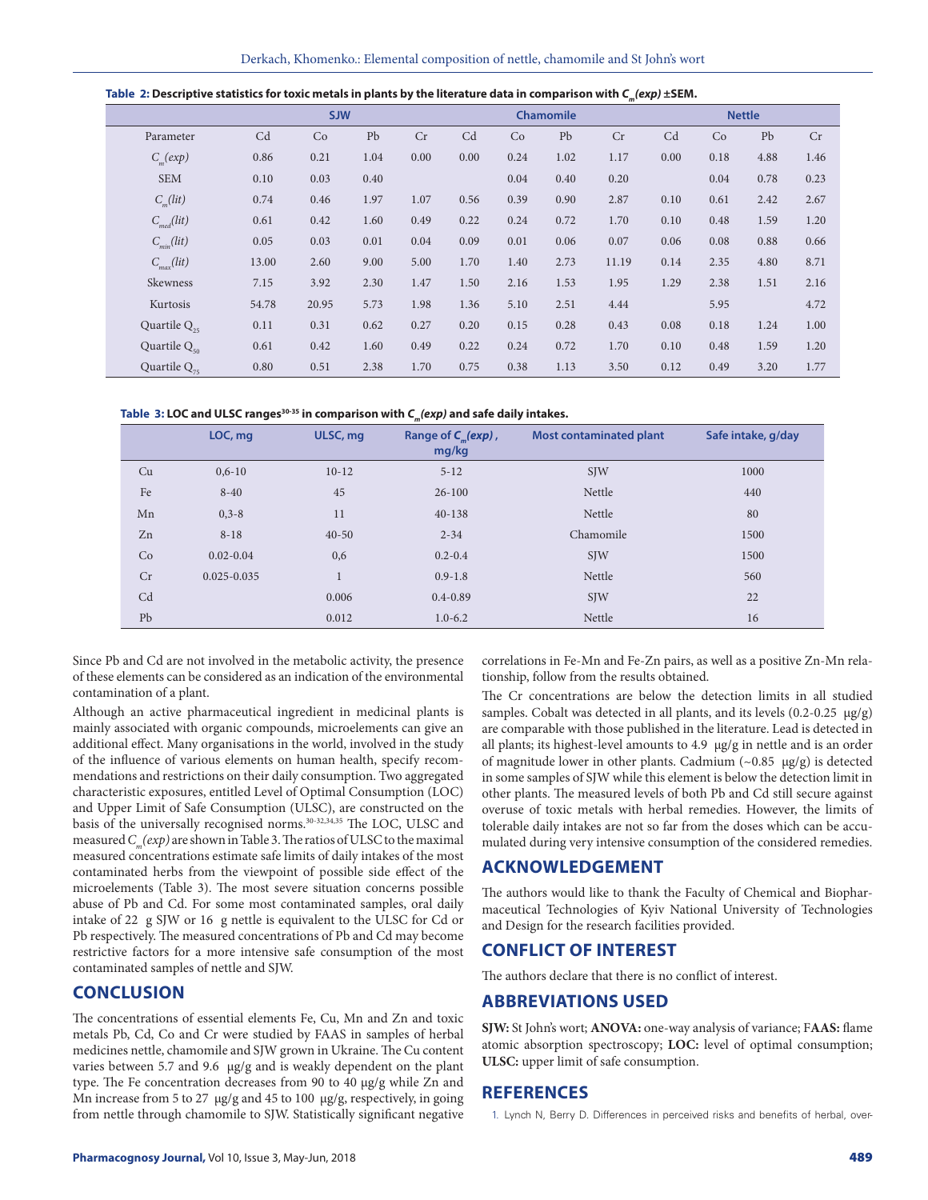**Table 2: Descriptive statistics for toxic metals in plants by the literature data in comparison with $C_m(exp)$ ±SEM.**

| | SJW | | | | Chamomile | | | | Nettle | | | |
|---|---|---|---|---|---|---|---|---|---|---|---|---|
| Parameter | Cd | Co | Pb | Cr | Cd | Co | Pb | Cr | Cd | Co | Pb | Cr |
| $C_m(exp)$ | 0.86 | 0.21 | 1.04 | 0.00 | 0.00 | 0.24 | 1.02 | 1.17 | 0.00 | 0.18 | 4.88 | 1.46 |
| SEM | 0.10 | 0.03 | 0.40 | | | 0.04 | 0.40 | 0.20 | | 0.04 | 0.78 | 0.23 |
| $C_m(lit)$ | 0.74 | 0.46 | 1.97 | 1.07 | 0.56 | 0.39 | 0.90 | 2.87 | 0.10 | 0.61 | 2.42 | 2.67 |
| $C_{med}(lit)$ | 0.61 | 0.42 | 1.60 | 0.49 | 0.22 | 0.24 | 0.72 | 1.70 | 0.10 | 0.48 | 1.59 | 1.20 |
| $C_{min}(lit)$ | 0.05 | 0.03 | 0.01 | 0.04 | 0.09 | 0.01 | 0.06 | 0.07 | 0.06 | 0.08 | 0.88 | 0.66 |
| $C_{max}(lit)$ | 13.00 | 2.60 | 9.00 | 5.00 | 1.70 | 1.40 | 2.73 | 11.19 | 0.14 | 2.35 | 4.80 | 8.71 |
| Skewness | 7.15 | 3.92 | 2.30 | 1.47 | 1.50 | 2.16 | 1.53 | 1.95 | 1.29 | 2.38 | 1.51 | 2.16 |
| Kurtosis | 54.78 | 20.95 | 5.73 | 1.98 | 1.36 | 5.10 | 2.51 | 4.44 | | 5.95 | | 4.72 |
| Quartile $Q_{25}$ | 0.11 | 0.31 | 0.62 | 0.27 | 0.20 | 0.15 | 0.28 | 0.43 | 0.08 | 0.18 | 1.24 | 1.00 |
| Quartile $Q_{50}$ | 0.61 | 0.42 | 1.60 | 0.49 | 0.22 | 0.24 | 0.72 | 1.70 | 0.10 | 0.48 | 1.59 | 1.20 |
| Quartile $Q_{75}$ | 0.80 | 0.51 | 2.38 | 1.70 | 0.75 | 0.38 | 1.13 | 3.50 | 0.12 | 0.49 | 3.20 | 1.77 |

**Table 3: LOC and ULSC ranges[30-35] in comparison with $C_m(exp)$ and safe daily intakes.**

| | LOC, mg | ULSC, mg | Range of $C_m(exp)$, mg/kg | Most contaminated plant | Safe intake, g/day |
|---|---|---|---|---|---|
| Cu | 0,6-10 | 10-12 | 5-12 | SJW | 1000 |
| Fe | 8-40 | 45 | 26-100 | Nettle | 440 |
| Mn | 0,3-8 | 11 | 40-138 | Nettle | 80 |
| Zn | 8-18 | 40-50 | 2-34 | Chamomile | 1500 |
| Co | 0.02-0.04 | 0,6 | 0.2-0.4 | SJW | 1500 |
| Cr | 0.025-0.035 | 1 | 0.9-1.8 | Nettle | 560 |
| Cd | | 0.006 | 0.4-0.89 | SJW | 22 |
| Pb | | 0.012 | 1.0-6.2 | Nettle | 16 |

Since Pb and Cd are not involved in the metabolic activity, the presence of these elements can be considered as an indication of the environmental contamination of a plant.

Although an active pharmaceutical ingredient in medicinal plants is mainly associated with organic compounds, microelements can give an additional effect. Many organisations in the world, involved in the study of the influence of various elements on human health, specify recommendations and restrictions on their daily consumption. Two aggregated characteristic exposures, entitled Level of Optimal Consumption (LOC) and Upper Limit of Safe Consumption (ULSC), are constructed on the basis of the universally recognised norms.[30-32,34,35] The LOC, ULSC and measured $C_m(exp)$ are shown in Table 3. The ratios of ULSC to the maximal measured concentrations estimate safe limits of daily intakes of the most contaminated herbs from the viewpoint of possible side effect of the microelements (Table 3). The most severe situation concerns possible abuse of Pb and Cd. For some most contaminated samples, oral daily intake of 22 g SJW or 16 g nettle is equivalent to the ULSC for Cd or Pb respectively. The measured concentrations of Pb and Cd may become restrictive factors for a more intensive safe consumption of the most contaminated samples of nettle and SJW.

## CONCLUSION

The concentrations of essential elements Fe, Cu, Mn and Zn and toxic metals Pb, Cd, Co and Cr were studied by FAAS in samples of herbal medicines nettle, chamomile and SJW grown in Ukraine. The Cu content varies between 5.7 and 9.6 μg/g and is weakly dependent on the plant type. The Fe concentration decreases from 90 to 40 μg/g while Zn and Mn increase from 5 to 27 μg/g and 45 to 100 μg/g, respectively, in going from nettle through chamomile to SJW. Statistically significant negative correlations in Fe-Mn and Fe-Zn pairs, as well as a positive Zn-Mn relationship, follow from the results obtained.

The Cr concentrations are below the detection limits in all studied samples. Cobalt was detected in all plants, and its levels (0.2-0.25 μg/g) are comparable with those published in the literature. Lead is detected in all plants; its highest-level amounts to 4.9 μg/g in nettle and is an order of magnitude lower in other plants. Cadmium (~0.85 μg/g) is detected in some samples of SJW while this element is below the detection limit in other plants. The measured levels of both Pb and Cd still secure against overuse of toxic metals with herbal remedies. However, the limits of tolerable daily intakes are not so far from the doses which can be accumulated during very intensive consumption of the considered remedies.

## ACKNOWLEDGEMENT

The authors would like to thank the Faculty of Chemical and Biopharmaceutical Technologies of Kyiv National University of Technologies and Design for the research facilities provided.

## CONFLICT OF INTEREST

The authors declare that there is no conflict of interest.

## ABBREVIATIONS USED

**SJW:** St John's wort; **ANOVA:** one-way analysis of variance; F**AAS:** flame atomic absorption spectroscopy; **LOC:** level of optimal consumption; **ULSC:** upper limit of safe consumption.

## REFERENCES

1. Lynch N, Berry D. Differences in perceived risks and benefits of herbal, over-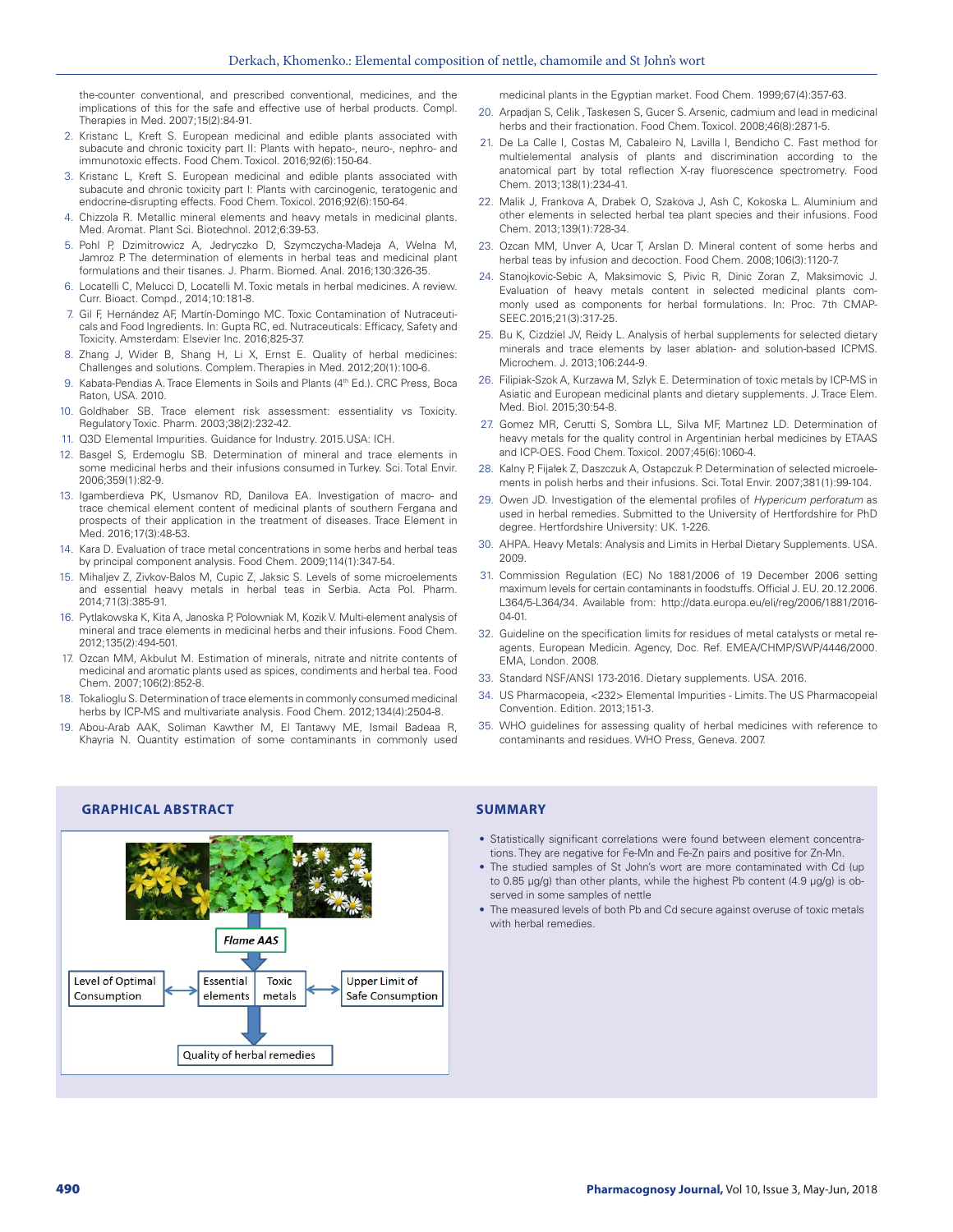the-counter conventional, and prescribed conventional, medicines, and the implications of this for the safe and effective use of herbal products. Compl. Therapies in Med. 2007;15(2):84-91.

2. Kristanc L, Kreft S. European medicinal and edible plants associated with subacute and chronic toxicity part II: Plants with hepato-, neuro-, nephro- and immunotoxic effects. Food Chem. Toxicol. 2016;92(6):150-64.
3. Kristanc L, Kreft S. European medicinal and edible plants associated with subacute and chronic toxicity part I: Plants with carcinogenic, teratogenic and endocrine-disrupting effects. Food Chem. Toxicol. 2016;92(6):150-64.
4. Chizzola R. Metallic mineral elements and heavy metals in medicinal plants. Med. Aromat. Plant Sci. Biotechnol. 2012;6:39-53.
5. Pohl P, Dzimitrowicz A, Jedryczko D, Szymczycha-Madeja A, Welna M, Jamroz P. The determination of elements in herbal teas and medicinal plant formulations and their tisanes. J. Pharm. Biomed. Anal. 2016;130:326-35.
6. Locatelli C, Melucci D, Locatelli M. Toxic metals in herbal medicines. A review. Curr. Bioact. Compd., 2014;10:181-8.
7. Gil F, Hernández AF, Martín-Domingo MC. Toxic Contamination of Nutraceuticals and Food Ingredients. In: Gupta RC, ed. Nutraceuticals: Efficacy, Safety and Toxicity. Amsterdam: Elsevier Inc. 2016;825-37.
8. Zhang J, Wider B, Shang H, Li X, Ernst E. Quality of herbal medicines: Challenges and solutions. Complem. Therapies in Med. 2012;20(1):100-6.
9. Kabata-Pendias A. Trace Elements in Soils and Plants (4th Ed.). CRC Press, Boca Raton, USA. 2010.
10. Goldhaber SB. Trace element risk assessment: essentiality vs Toxicity. Regulatory Toxic. Pharm. 2003;38(2):232-42.
11. Q3D Elemental Impurities. Guidance for Industry. 2015.USA: ICH.
12. Basgel S, Erdemoglu SB. Determination of mineral and trace elements in some medicinal herbs and their infusions consumed in Turkey. Sci. Total Envir. 2006;359(1):82-9.
13. Igamberdieva PK, Usmanov RD, Danilova EA. Investigation of macro- and trace chemical element content of medicinal plants of southern Fergana and prospects of their application in the treatment of diseases. Trace Element in Med. 2016;17(3):48-53.
14. Kara D. Evaluation of trace metal concentrations in some herbs and herbal teas by principal component analysis. Food Chem. 2009;114(1):347-54.
15. Mihaljev Z, Zivkov-Balos M, Cupic Z, Jaksic S. Levels of some microelements and essential heavy metals in herbal teas in Serbia. Acta Pol. Pharm. 2014;71(3):385-91.
16. Pytlakowska K, Kita A, Janoska P, Polowniak M, Kozik V. Multi-element analysis of mineral and trace elements in medicinal herbs and their infusions. Food Chem. 2012;135(2):494-501.
17. Ozcan MM, Akbulut M. Estimation of minerals, nitrate and nitrite contents of medicinal and aromatic plants used as spices, condiments and herbal tea. Food Chem. 2007;106(2):852-8.
18. Tokalioglu S. Determination of trace elements in commonly consumed medicinal herbs by ICP-MS and multivariate analysis. Food Chem. 2012;134(4):2504-8.
19. Abou-Arab AAK, Soliman Kawther M, El Tantawy ME, Ismail Badeaa R, Khayria N. Quantity estimation of some contaminants in commonly used medicinal plants in the Egyptian market. Food Chem. 1999;67(4):357-63.
20. Arpadjan S, Celik , Taskesen S, Gucer S. Arsenic, cadmium and lead in medicinal herbs and their fractionation. Food Chem. Toxicol. 2008;46(8):2871-5.
21. De La Calle I, Costas M, Cabaleiro N, Lavilla I, Bendicho C. Fast method for multielemental analysis of plants and discrimination according to the anatomical part by total reflection X-ray fluorescence spectrometry. Food Chem. 2013;138(1):234-41.
22. Malik J, Frankova A, Drabek O, Szakova J, Ash C, Kokoska L. Aluminium and other elements in selected herbal tea plant species and their infusions. Food Chem. 2013;139(1):728-34.
23. Ozcan MM, Unver A, Ucar T, Arslan D. Mineral content of some herbs and herbal teas by infusion and decoction. Food Chem. 2008;106(3):1120-7.
24. Stanojkovic-Sebic A, Maksimovic S, Pivic R, Dinic Zoran Z, Maksimovic J. Evaluation of heavy metals content in selected medicinal plants commonly used as components for herbal formulations. In: Proc. 7th CMAPSEEC.2015;21(3):317-25.
25. Bu K, Cizdziel JV, Reidy L. Analysis of herbal supplements for selected dietary minerals and trace elements by laser ablation- and solution-based ICPMS. Microchem. J. 2013;106:244-9.
26. Filipiak-Szok A, Kurzawa M, Szlyk E. Determination of toxic metals by ICP-MS in Asiatic and European medicinal plants and dietary supplements. J. Trace Elem. Med. Biol. 2015;30:54-8.
27. Gomez MR, Cerutti S, Sombra LL, Silva MF, Martınez LD. Determination of heavy metals for the quality control in Argentinian herbal medicines by ETAAS and ICP-OES. Food Chem. Toxicol. 2007;45(6):1060-4.
28. Kalny P, Fijałek Z, Daszczuk A, Ostapczuk P. Determination of selected microelements in polish herbs and their infusions. Sci. Total Envir. 2007;381(1):99-104.
29. Owen JD. Investigation of the elemental profiles of *Hypericum perforatum* as used in herbal remedies. Submitted to the University of Hertfordshire for PhD degree. Hertfordshire University: UK. 1-226.
30. AHPA. Heavy Metals: Analysis and Limits in Herbal Dietary Supplements. USA. 2009.
31. Commission Regulation (EC) No 1881/2006 of 19 December 2006 setting maximum levels for certain contaminants in foodstuffs. Official J. EU. 20.12.2006. L364/5-L364/34. Available from: http://data.europa.eu/eli/reg/2006/1881/2016-04-01.
32. Guideline on the specification limits for residues of metal catalysts or metal reagents. European Medicin. Agency, Doc. Ref. EMEA/CHMP/SWP/4446/2000. EMA, London. 2008.
33. Standard NSF/ANSI 173-2016. Dietary supplements. USA. 2016.
34. US Pharmacopeia, <232> Elemental Impurities - Limits. The US Pharmacopeial Convention. Edition. 2013;151-3.
35. WHO guidelines for assessing quality of herbal medicines with reference to contaminants and residues. WHO Press, Geneva. 2007.

## GRAPHICAL ABSTRACT

Flame AAS → Essential elements | Toxic metals; Level of Optimal Consumption ↔ Essential elements; Toxic metals ↔ Upper Limit of Safe Consumption; → Quality of herbal remedies

## SUMMARY

- Statistically significant correlations were found between element concentrations. They are negative for Fe-Mn and Fe-Zn pairs and positive for Zn-Mn.
- The studied samples of St John's wort are more contaminated with Cd (up to 0.85 μg/g) than other plants, while the highest Pb content (4.9 μg/g) is observed in some samples of nettle
- The measured levels of both Pb and Cd secure against overuse of toxic metals with herbal remedies.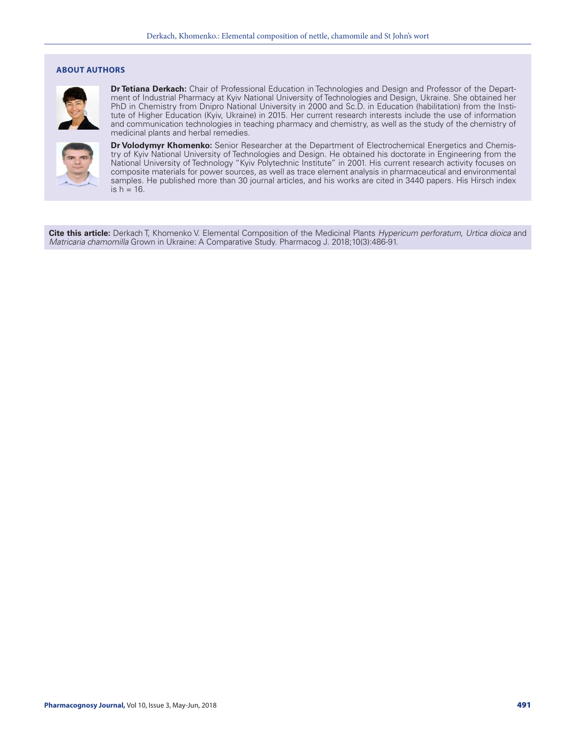## ABOUT AUTHORS

**Dr Tetiana Derkach:** Chair of Professional Education in Technologies and Design and Professor of the Department of Industrial Pharmacy at Kyiv National University of Technologies and Design, Ukraine. She obtained her PhD in Chemistry from Dnipro National University in 2000 and Sc.D. in Education (habilitation) from the Institute of Higher Education (Kyiv, Ukraine) in 2015. Her current research interests include the use of information and communication technologies in teaching pharmacy and chemistry, as well as the study of the chemistry of medicinal plants and herbal remedies.

**Dr Volodymyr Khomenko:** Senior Researcher at the Department of Electrochemical Energetics and Chemistry of Kyiv National University of Technologies and Design. He obtained his doctorate in Engineering from the National University of Technology "Kyiv Polytechnic Institute" in 2001. His current research activity focuses on composite materials for power sources, as well as trace element analysis in pharmaceutical and environmental samples. He published more than 30 journal articles, and his works are cited in 3440 papers. His Hirsch index is h = 16.

**Cite this article:** Derkach T, Khomenko V. Elemental Composition of the Medicinal Plants *Hypericum perforatum*, *Urtica dioica* and *Matricaria chamomilla* Grown in Ukraine: A Comparative Study. Pharmacog J. 2018;10(3):486-91.